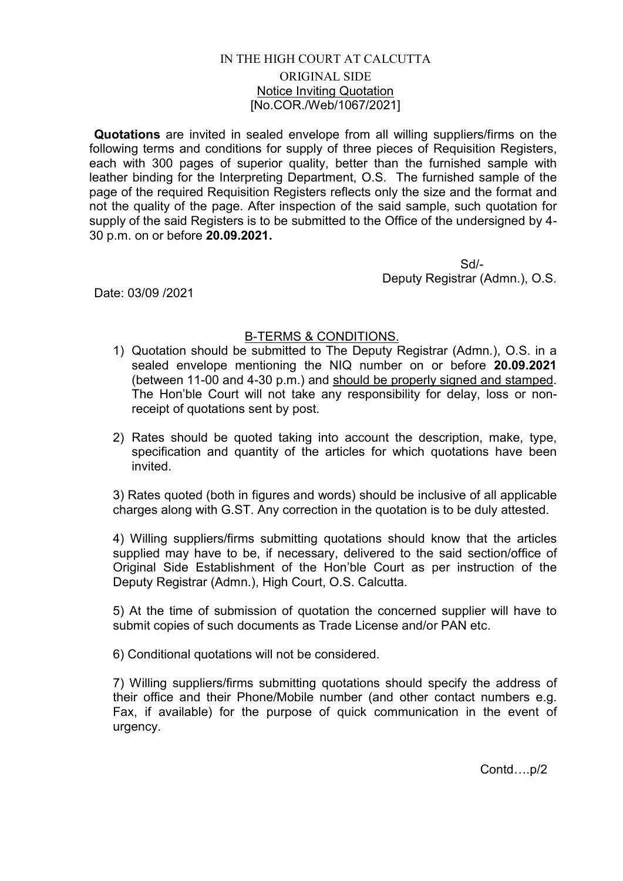# IN THE HIGH COURT AT CALCUTTA

## ORIGINAL SIDE

## Notice Inviting Quotation

## [No.COR./Web/1067/2021]

**Quotations** are invited in sealed envelope from all willing suppliers/firms on the following terms and conditions for supply of three pieces of Requisition Registers, each with 300 pages of superior quality, better than the furnished sample with leather binding for the Interpreting Department, O.S. The furnished sample of the page of the required Requisition Registers reflects only the size and the format and not the quality of the page. After inspection of the said sample, such quotation for supply of the said Registers is to be submitted to the Office of the undersigned by 4-30 p.m. on or before **20.09.2021.**

Sd/-
Deputy Registrar (Admn.), O.S.

Date: 03/09 /2021

### B-TERMS & CONDITIONS.

1) Quotation should be submitted to The Deputy Registrar (Admn.), O.S. in a sealed envelope mentioning the NIQ number on or before **20.09.2021** (between 11-00 and 4-30 p.m.) and should be properly signed and stamped. The Hon'ble Court will not take any responsibility for delay, loss or non-receipt of quotations sent by post.

2) Rates should be quoted taking into account the description, make, type, specification and quantity of the articles for which quotations have been invited.

3) Rates quoted (both in figures and words) should be inclusive of all applicable charges along with G.ST. Any correction in the quotation is to be duly attested.

4) Willing suppliers/firms submitting quotations should know that the articles supplied may have to be, if necessary, delivered to the said section/office of Original Side Establishment of the Hon'ble Court as per instruction of the Deputy Registrar (Admn.), High Court, O.S. Calcutta.

5) At the time of submission of quotation the concerned supplier will have to submit copies of such documents as Trade License and/or PAN etc.

6) Conditional quotations will not be considered.

7) Willing suppliers/firms submitting quotations should specify the address of their office and their Phone/Mobile number (and other contact numbers e.g. Fax, if available) for the purpose of quick communication in the event of urgency.

Contd….p/2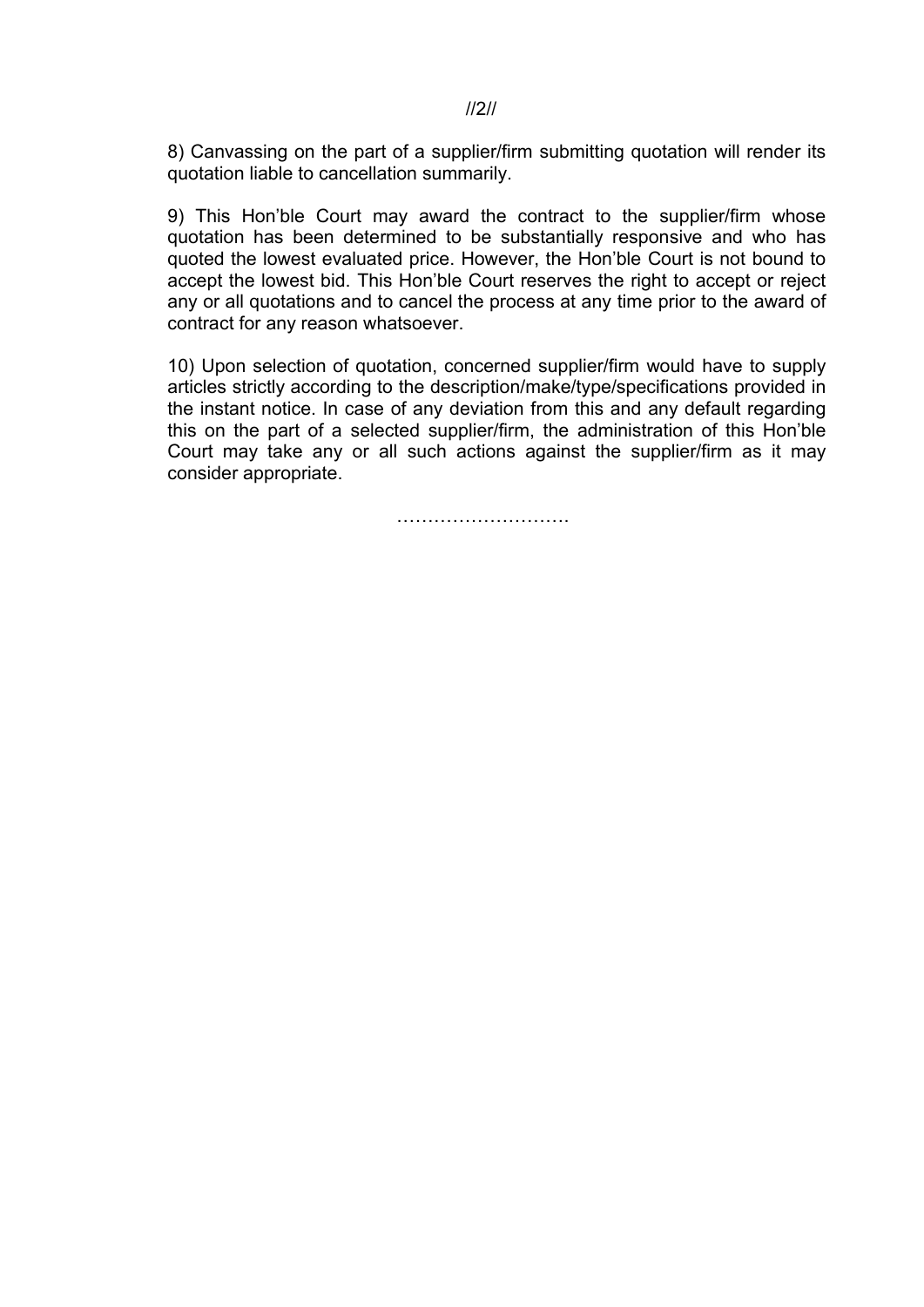8) Canvassing on the part of a supplier/firm submitting quotation will render its quotation liable to cancellation summarily.

9) This Hon'ble Court may award the contract to the supplier/firm whose quotation has been determined to be substantially responsive and who has quoted the lowest evaluated price. However, the Hon'ble Court is not bound to accept the lowest bid. This Hon'ble Court reserves the right to accept or reject any or all quotations and to cancel the process at any time prior to the award of contract for any reason whatsoever.

10) Upon selection of quotation, concerned supplier/firm would have to supply articles strictly according to the description/make/type/specifications provided in the instant notice. In case of any deviation from this and any default regarding this on the part of a selected supplier/firm, the administration of this Hon'ble Court may take any or all such actions against the supplier/firm as it may consider appropriate.

……………………….